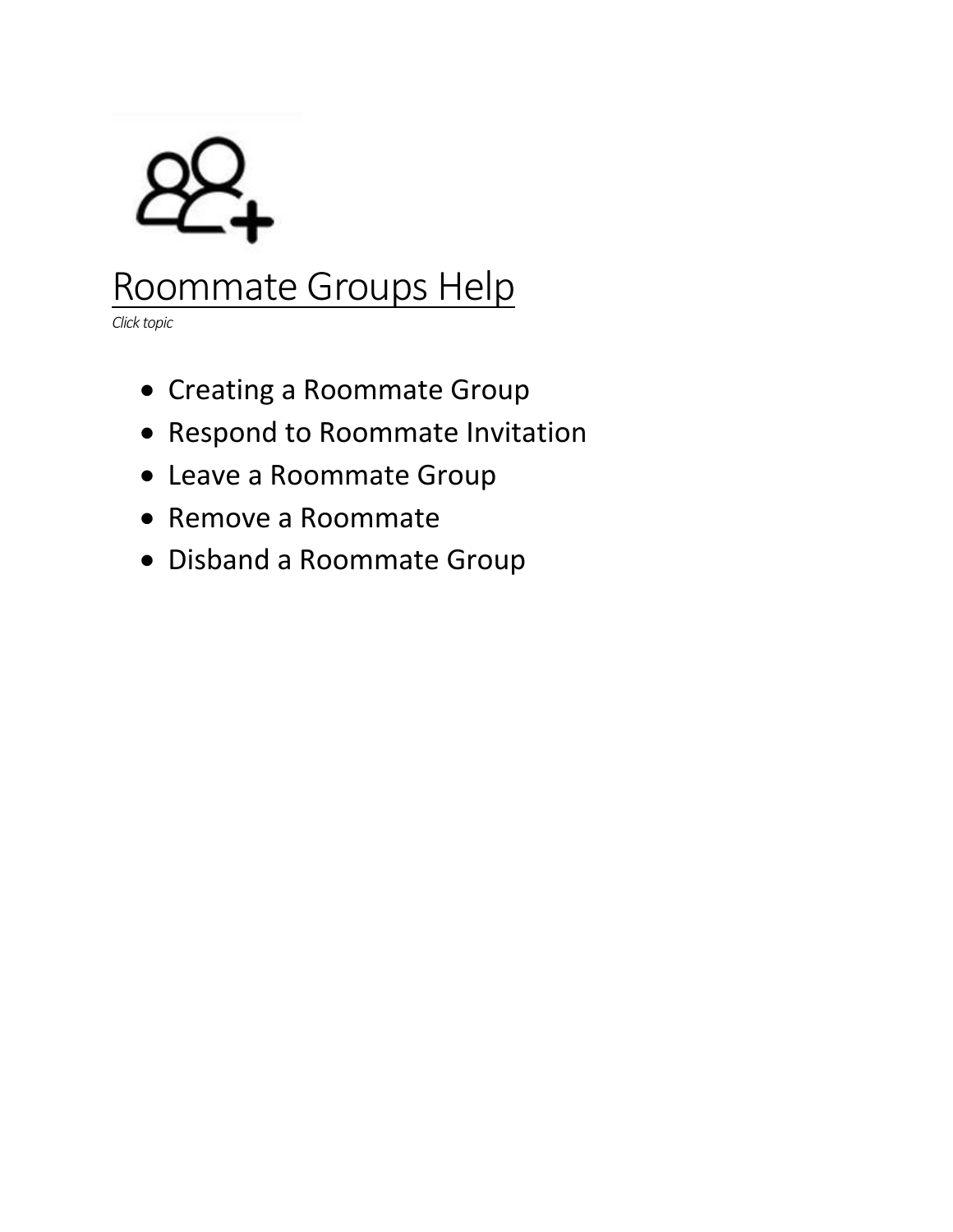# Roommate Groups Help

*Click topic*

- Creating a Roommate Group
- Respond to Roommate Invitation
- Leave a Roommate Group
- Remove a Roommate
- Disband a Roommate Group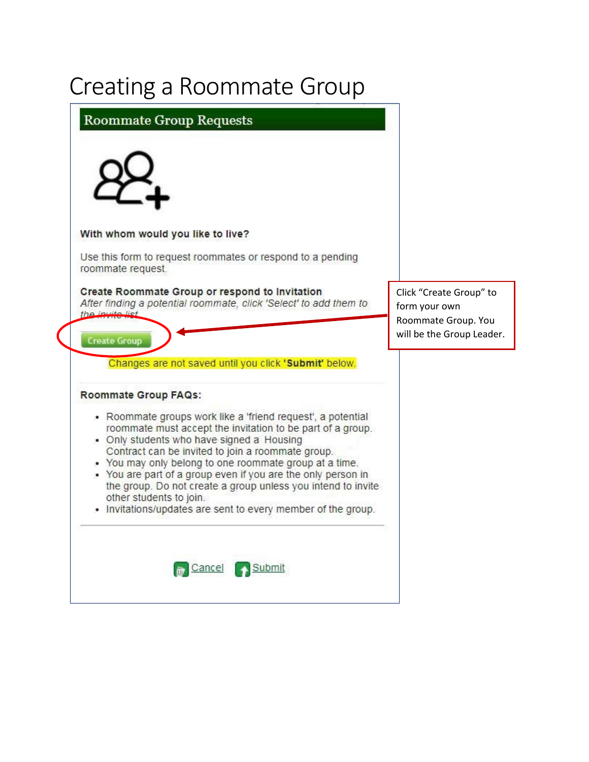# Creating a Roommate Group

## Roommate Group Requests

**With whom would you like to live?**

Use this form to request roommates or respond to a pending roommate request.

**Create Roommate Group or respond to Invitation**

*After finding a potential roommate, click 'Select' to add them to the invite list*

Create Group

Click "Create Group" to form your own Roommate Group. You will be the Group Leader.

Changes are not saved until you click **'Submit'** below.

**Roommate Group FAQs:**

- Roommate groups work like a 'friend request', a potential roommate must accept the invitation to be part of a group.
- Only students who have signed a Housing Contract can be invited to join a roommate group.
- You may only belong to one roommate group at a time.
- You are part of a group even if you are the only person in the group. Do not create a group unless you intend to invite other students to join.
- Invitations/updates are sent to every member of the group.

Cancel Submit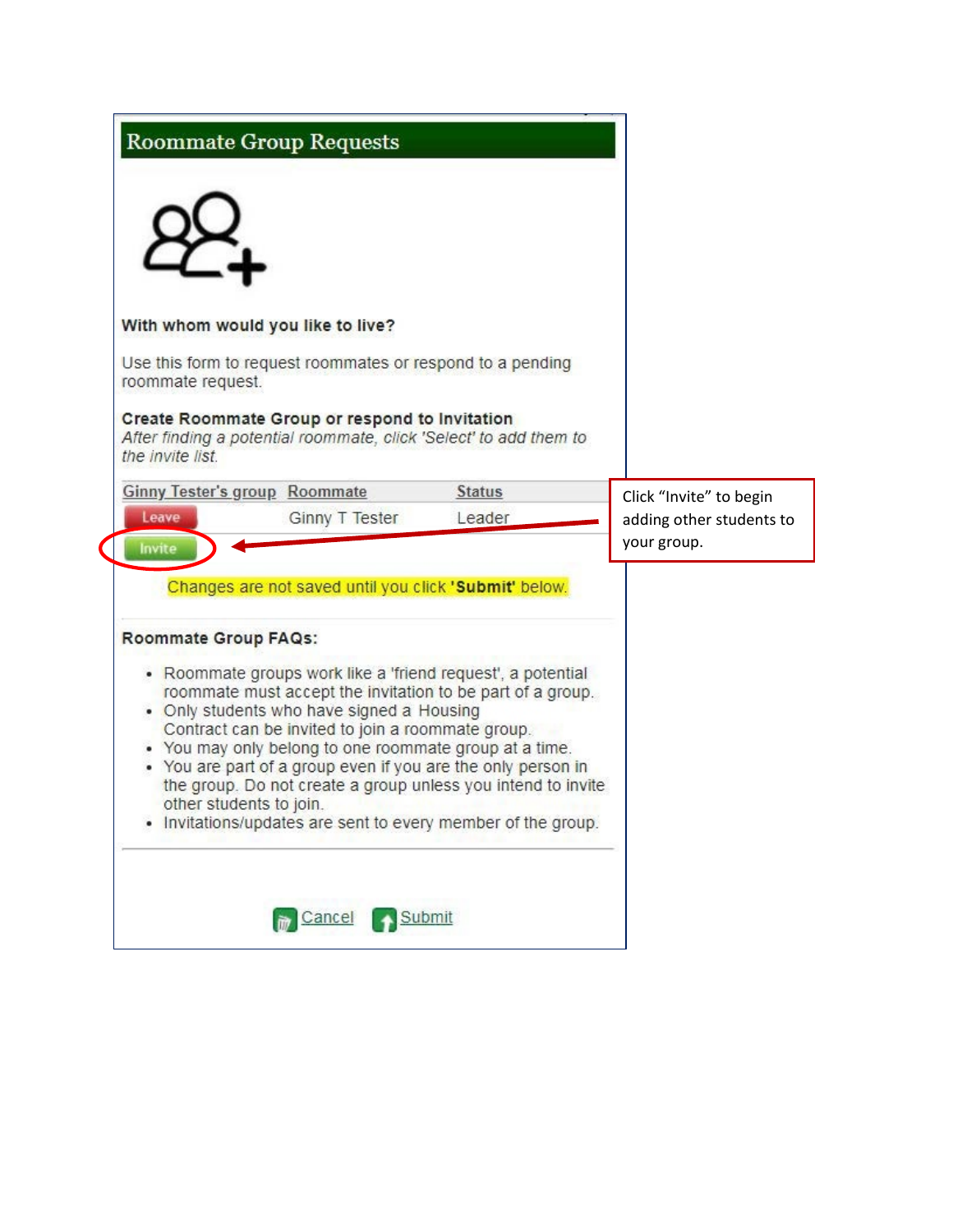## Roommate Group Requests

**With whom would you like to live?**

Use this form to request roommates or respond to a pending roommate request.

**Create Roommate Group or respond to Invitation**
*After finding a potential roommate, click 'Select' to add them to the invite list.*

| Ginny Tester's group | Roommate | Status |
|---|---|---|
| Leave | Ginny T Tester | Leader |
| Invite | | |

Click "Invite" to begin adding other students to your group.

Changes are not saved until you click **'Submit'** below.

**Roommate Group FAQs:**

- Roommate groups work like a 'friend request', a potential roommate must accept the invitation to be part of a group.
- Only students who have signed a Housing Contract can be invited to join a roommate group.
- You may only belong to one roommate group at a time.
- You are part of a group even if you are the only person in the group. Do not create a group unless you intend to invite other students to join.
- Invitations/updates are sent to every member of the group.

Cancel Submit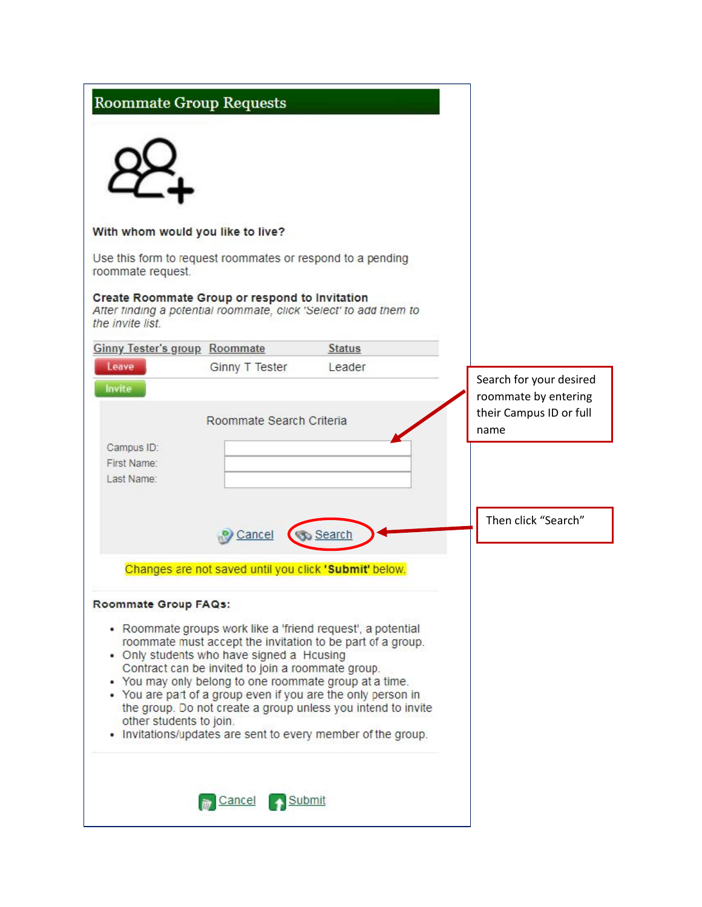## Roommate Group Requests

**With whom would you like to live?**

Use this form to request roommates or respond to a pending roommate request.

**Create Roommate Group or respond to Invitation**
*After finding a potential roommate, click 'Select' to add them to the invite list.*

| Ginny Tester's group | Roommate | Status |
|---|---|---|
| Leave | Ginny T Tester | Leader |
| Invite | | |

Roommate Search Criteria

Campus ID:
First Name:
Last Name:

Cancel Search

Search for your desired roommate by entering their Campus ID or full name

Then click "Search"

Changes are not saved until you click **'Submit'** below.

**Roommate Group FAQs:**

- Roommate groups work like a 'friend request', a potential roommate must accept the invitation to be part of a group.
- Only students who have signed a Housing Contract can be invited to join a roommate group.
- You may only belong to one roommate group at a time.
- You are part of a group even if you are the only person in the group. Do not create a group unless you intend to invite other students to join.
- Invitations/updates are sent to every member of the group.

Cancel Submit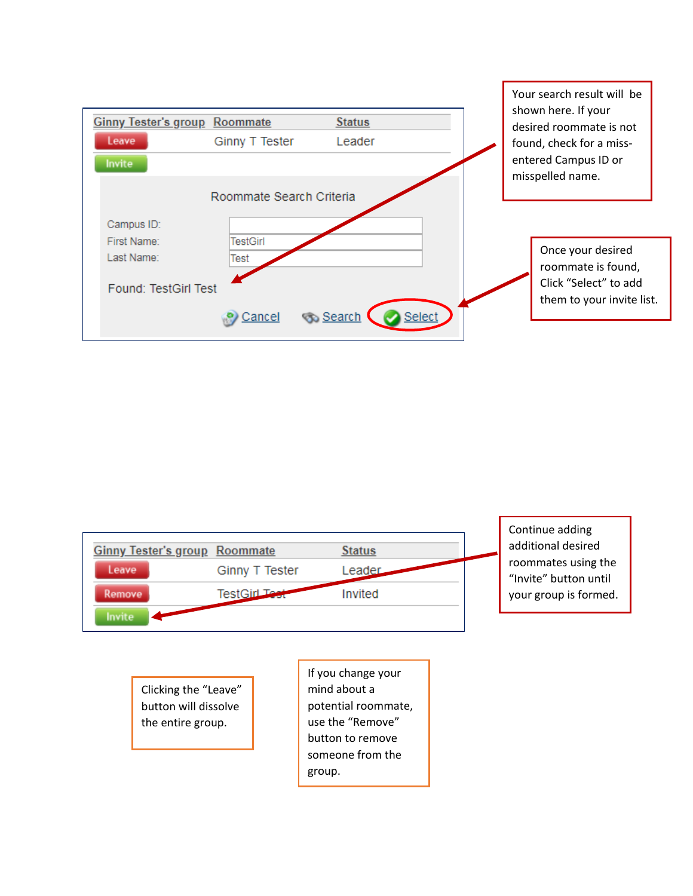| Ginny Tester's group | Roommate | Status |
| --- | --- | --- |
| Leave | Ginny T Tester | Leader |
| Invite | | |

Roommate Search Criteria

Campus ID:

First Name: TestGirl

Last Name: Test

Found: TestGirl Test

Cancel Search Select

Your search result will be shown here. If your desired roommate is not found, check for a miss-entered Campus ID or misspelled name.

Once your desired roommate is found, Click "Select" to add them to your invite list.

| Ginny Tester's group | Roommate | Status |
| --- | --- | --- |
| Leave | Ginny T Tester | Leader |
| Remove | TestGirl Test | Invited |
| Invite | | |

Continue adding additional desired roommates using the "Invite" button until your group is formed.

Clicking the "Leave" button will dissolve the entire group.

If you change your mind about a potential roommate, use the "Remove" button to remove someone from the group.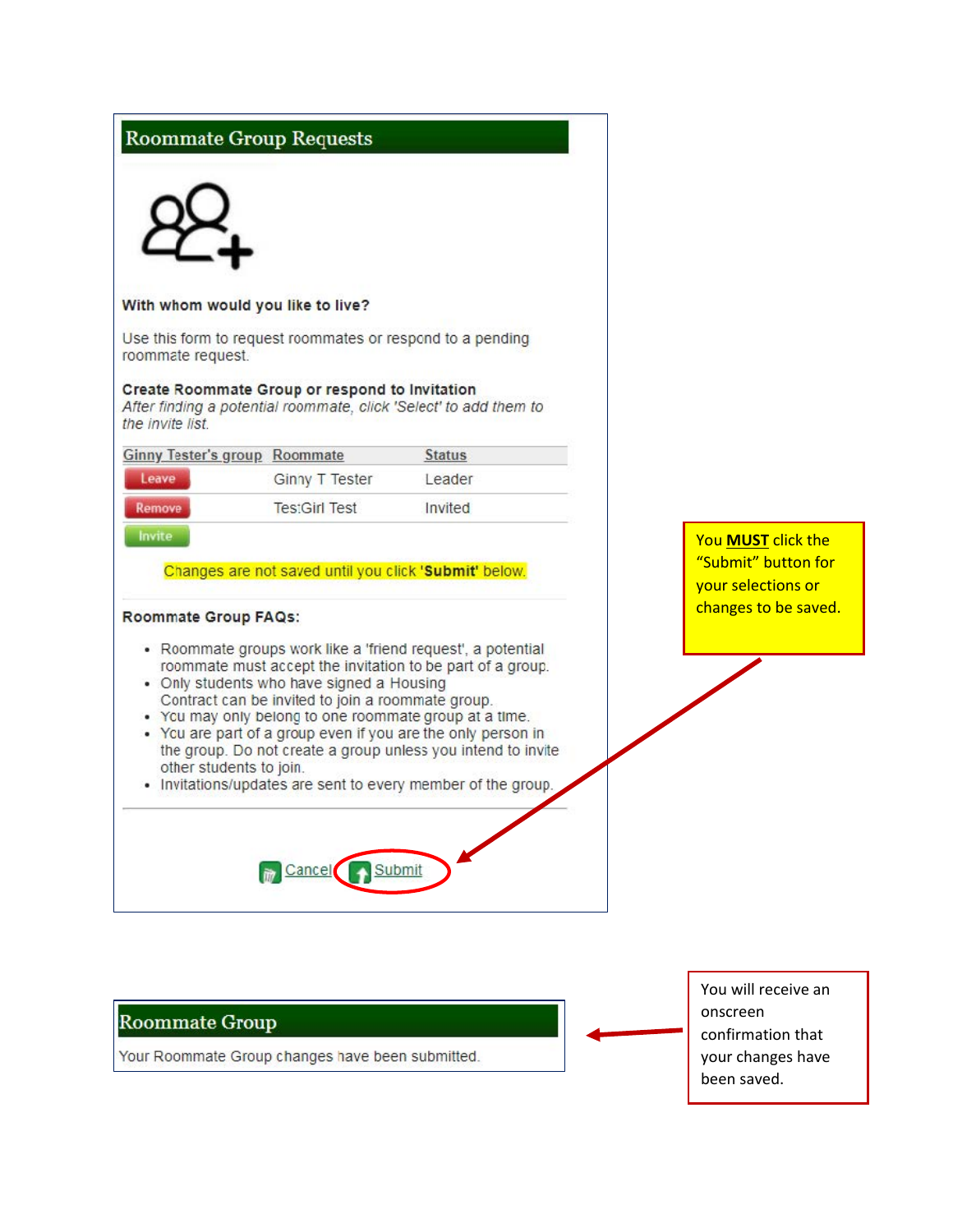## Roommate Group Requests

**With whom would you like to live?**

Use this form to request roommates or respond to a pending roommate request.

**Create Roommate Group or respond to Invitation**
*After finding a potential roommate, click 'Select' to add them to the invite list.*

| Ginny Tester's group | Roommate | Status |
|---|---|---|
| Leave | Ginny T Tester | Leader |
| Remove | Tes:Girl Test | Invited |
| Invite | | |

Changes are not saved until you click '**Submit**' below.

**Roommate Group FAQs:**

- Roommate groups work like a 'friend request', a potential roommate must accept the invitation to be part of a group.
- Only students who have signed a Housing Contract can be invited to join a roommate group.
- You may only belong to one roommate group at a time.
- You are part of a group even if you are the only person in the group. Do not create a group unless you intend to invite other students to join.
- Invitations/updates are sent to every member of the group.

Cancel Submit

You **MUST** click the "Submit" button for your selections or changes to be saved.

## Roommate Group

Your Roommate Group changes have been submitted.

You will receive an onscreen confirmation that your changes have been saved.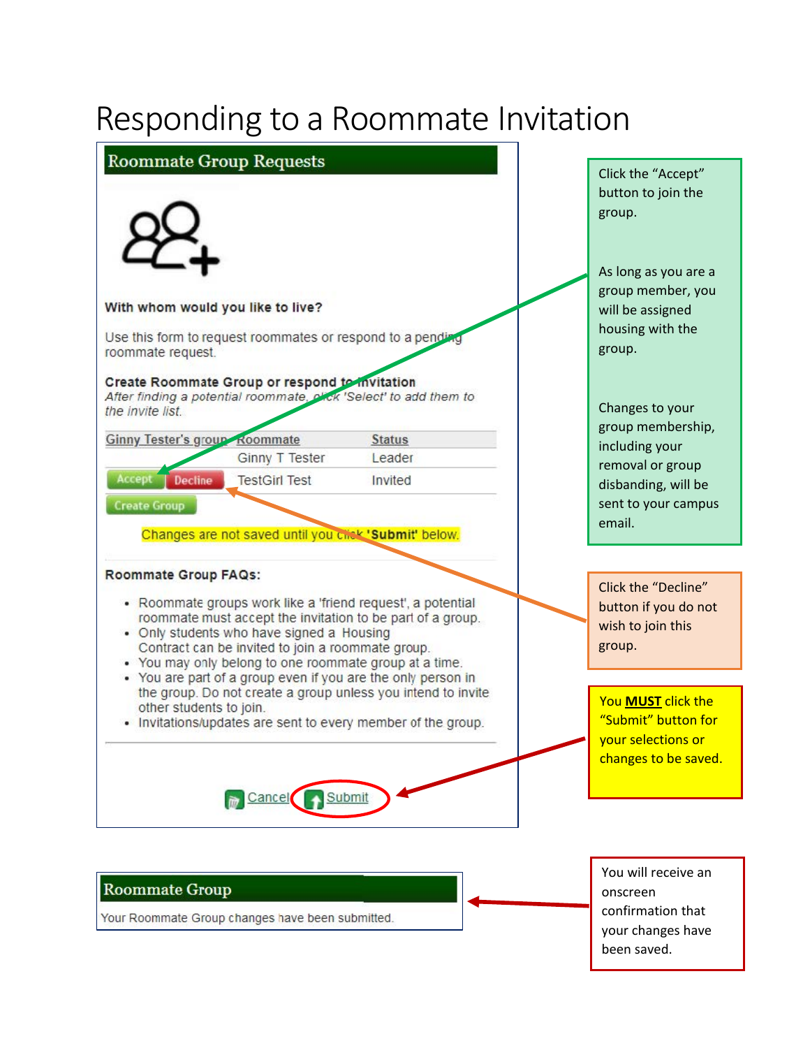# Responding to a Roommate Invitation

## Roommate Group Requests

**With whom would you like to live?**

Use this form to request roommates or respond to a pending roommate request.

**Create Roommate Group or respond to invitation**

*After finding a potential roommate, click 'Select' to add them to the invite list.*

| Ginny Tester's group | Roommate | Status |
|---|---|---|
| | Ginny T Tester | Leader |
| Accept Decline | TestGirl Test | Invited |

Create Group

Changes are not saved until you click **'Submit'** below.

**Roommate Group FAQs:**

- Roommate groups work like a 'friend request', a potential roommate must accept the invitation to be part of a group.
- Only students who have signed a Housing Contract can be invited to join a roommate group.
- You may only belong to one roommate group at a time.
- You are part of a group even if you are the only person in the group. Do not create a group unless you intend to invite other students to join.
- Invitations/updates are sent to every member of the group.

Cancel Submit

Click the "Accept" button to join the group.

As long as you are a group member, you will be assigned housing with the group.

Changes to your group membership, including your removal or group disbanding, will be sent to your campus email.

Click the "Decline" button if you do not wish to join this group.

You **MUST** click the "Submit" button for your selections or changes to be saved.

## Roommate Group

Your Roommate Group changes have been submitted.

You will receive an onscreen confirmation that your changes have been saved.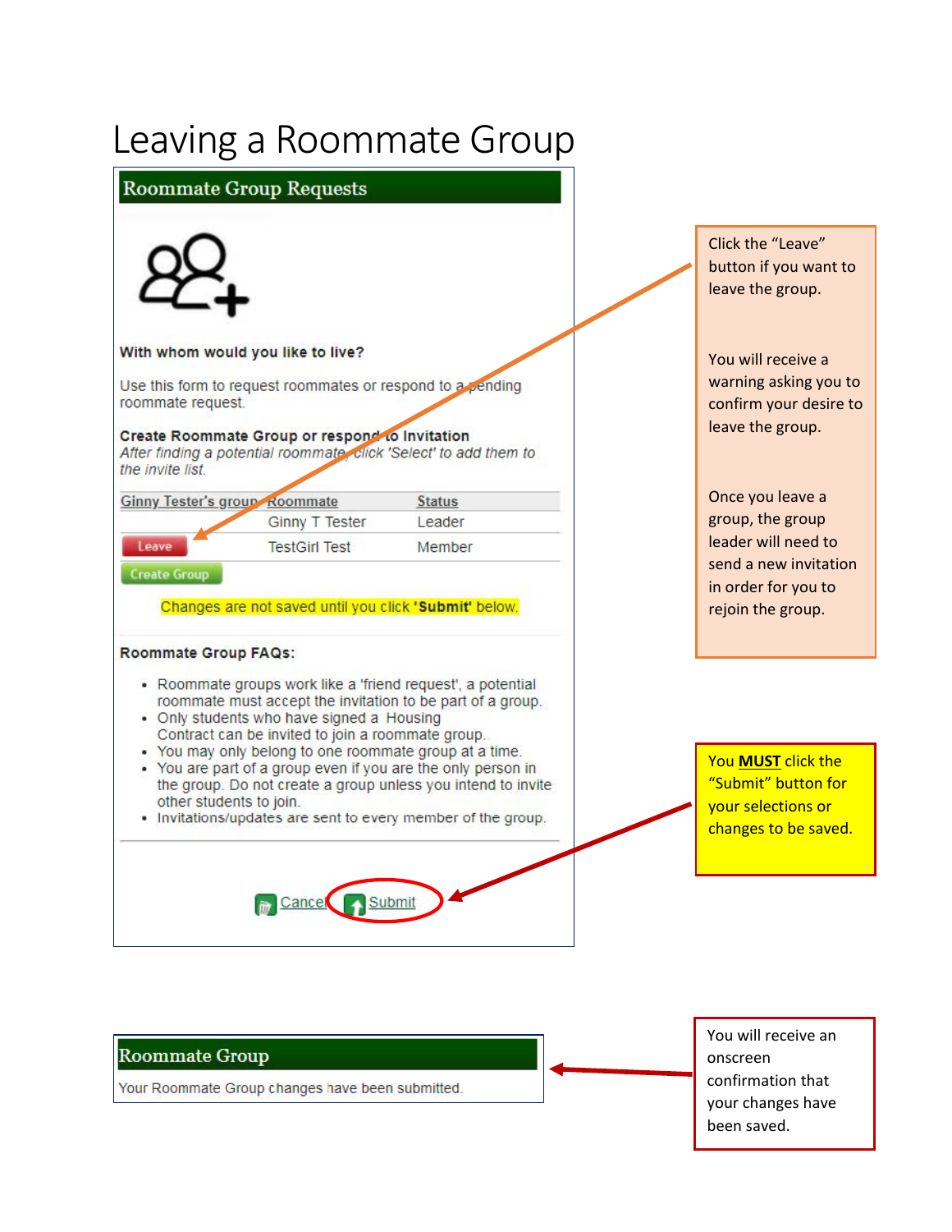# Leaving a Roommate Group

## Roommate Group Requests

**With whom would you like to live?**

Use this form to request roommates or respond to a pending roommate request.

**Create Roommate Group or respond to Invitation**

*After finding a potential roommate, click 'Select' to add them to the invite list.*

| Ginny Tester's group | Roommate | Status |
|---|---|---|
| | Ginny T Tester | Leader |
| Leave | TestGirl Test | Member |

Create Group

Changes are not saved until you click **'Submit'** below.

**Roommate Group FAQs:**

- Roommate groups work like a 'friend request', a potential roommate must accept the invitation to be part of a group.
- Only students who have signed a Housing Contract can be invited to join a roommate group.
- You may only belong to one roommate group at a time.
- You are part of a group even if you are the only person in the group. Do not create a group unless you intend to invite other students to join.
- Invitations/updates are sent to every member of the group.

Cancel Submit

Click the "Leave" button if you want to leave the group.

You will receive a warning asking you to confirm your desire to leave the group.

Once you leave a group, the group leader will need to send a new invitation in order for you to rejoin the group.

You **MUST** click the "Submit" button for your selections or changes to be saved.

## Roommate Group

Your Roommate Group changes have been submitted.

You will receive an onscreen confirmation that your changes have been saved.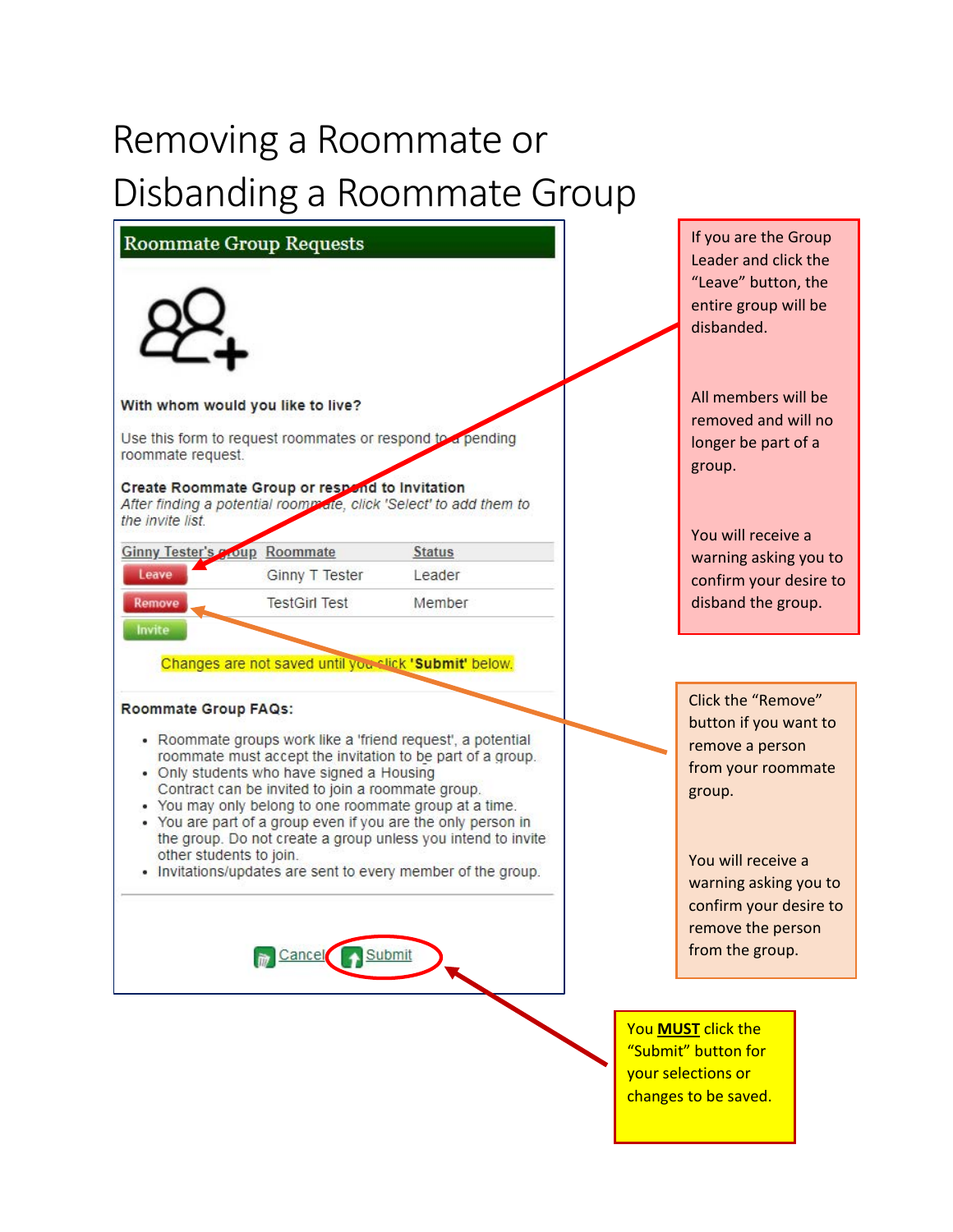# Removing a Roommate or Disbanding a Roommate Group

## Roommate Group Requests

**With whom would you like to live?**

Use this form to request roommates or respond to a pending roommate request.

**Create Roommate Group or respond to Invitation**
*After finding a potential roommate, click 'Select' to add them to the invite list.*

| Ginny Tester's group | Roommate | Status |
|---|---|---|
| Leave | Ginny T Tester | Leader |
| Remove | TestGirl Test | Member |
| Invite | | |

Changes are not saved until you click **'Submit'** below.

**Roommate Group FAQs:**

- Roommate groups work like a 'friend request', a potential roommate must accept the invitation to be part of a group.
- Only students who have signed a Housing Contract can be invited to join a roommate group.
- You may only belong to one roommate group at a time.
- You are part of a group even if you are the only person in the group. Do not create a group unless you intend to invite other students to join.
- Invitations/updates are sent to every member of the group.

Cancel Submit

If you are the Group Leader and click the "Leave" button, the entire group will be disbanded.

All members will be removed and will no longer be part of a group.

You will receive a warning asking you to confirm your desire to disband the group.

Click the "Remove" button if you want to remove a person from your roommate group.

You will receive a warning asking you to confirm your desire to remove the person from the group.

You **MUST** click the "Submit" button for your selections or changes to be saved.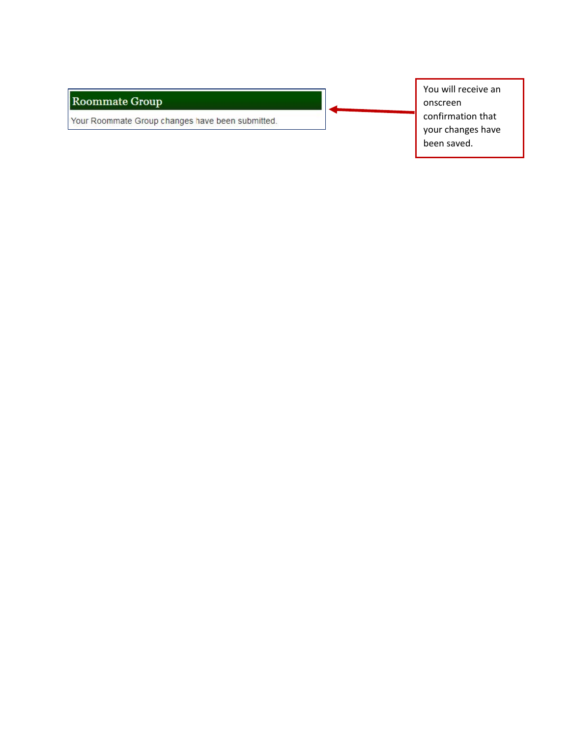Roommate Group

Your Roommate Group changes have been submitted.

You will receive an onscreen confirmation that your changes have been saved.